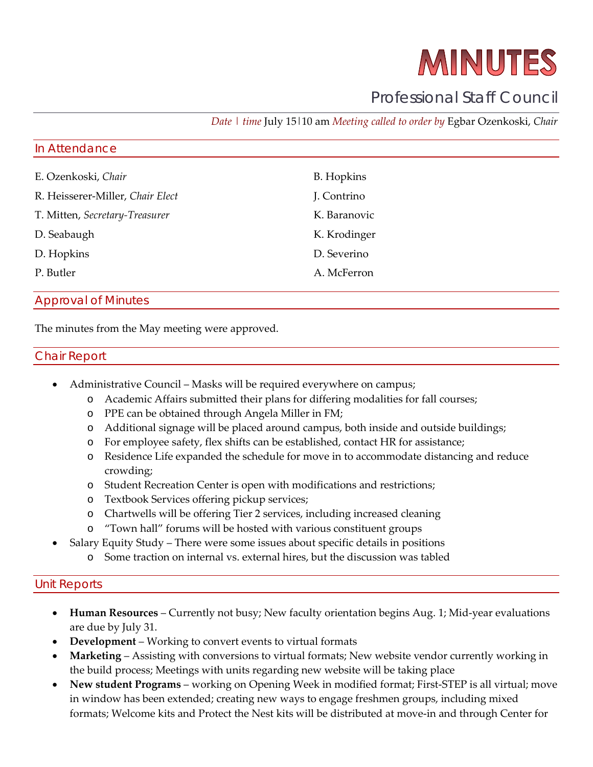# MINUTES

## Professional Staff Council

*Date | time* July 15|10 am *Meeting called to order by* Egbar Ozenkoski, *Chair*

## In Attendance

E. Ozenkoski, *Chair*

R. Heisserer-Miller, *Chair Elect*

T. Mitten, *Secretary-Treasurer*

D. Seabaugh

D. Hopkins

P. Butler

B. Hopkins

J. Contrino

K. Baranovic

K. Krodinger

D. Severino

A. McFerron

## Approval of Minutes

The minutes from the May meeting were approved.

## Chair Report

- Administrative Council – Masks will be required everywhere on campus;
  - Academic Affairs submitted their plans for differing modalities for fall courses;
  - PPE can be obtained through Angela Miller in FM;
  - Additional signage will be placed around campus, both inside and outside buildings;
  - For employee safety, flex shifts can be established, contact HR for assistance;
  - Residence Life expanded the schedule for move in to accommodate distancing and reduce crowding;
  - Student Recreation Center is open with modifications and restrictions;
  - Textbook Services offering pickup services;
  - Chartwells will be offering Tier 2 services, including increased cleaning
  - "Town hall" forums will be hosted with various constituent groups
- Salary Equity Study – There were some issues about specific details in positions
  - Some traction on internal vs. external hires, but the discussion was tabled

## Unit Reports

- **Human Resources** – Currently not busy; New faculty orientation begins Aug. 1; Mid-year evaluations are due by July 31.
- **Development** – Working to convert events to virtual formats
- **Marketing** – Assisting with conversions to virtual formats; New website vendor currently working in the build process; Meetings with units regarding new website will be taking place
- **New student Programs** – working on Opening Week in modified format; First-STEP is all virtual; move in window has been extended; creating new ways to engage freshmen groups, including mixed formats; Welcome kits and Protect the Nest kits will be distributed at move-in and through Center for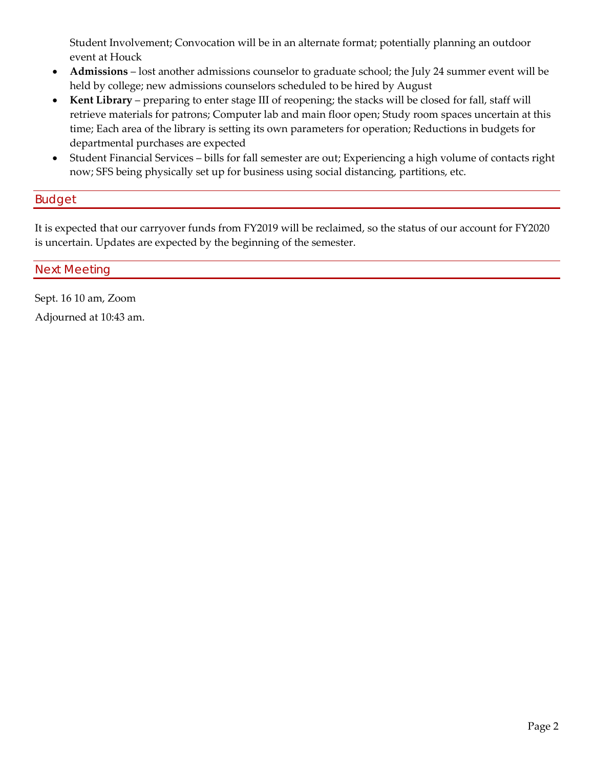Student Involvement; Convocation will be in an alternate format; potentially planning an outdoor event at Houck

- **Admissions** – lost another admissions counselor to graduate school; the July 24 summer event will be held by college; new admissions counselors scheduled to be hired by August
- **Kent Library** – preparing to enter stage III of reopening; the stacks will be closed for fall, staff will retrieve materials for patrons; Computer lab and main floor open; Study room spaces uncertain at this time; Each area of the library is setting its own parameters for operation; Reductions in budgets for departmental purchases are expected
- Student Financial Services – bills for fall semester are out; Experiencing a high volume of contacts right now; SFS being physically set up for business using social distancing, partitions, etc.

## Budget

It is expected that our carryover funds from FY2019 will be reclaimed, so the status of our account for FY2020 is uncertain. Updates are expected by the beginning of the semester.

## Next Meeting

Sept. 16 10 am, Zoom

Adjourned at 10:43 am.